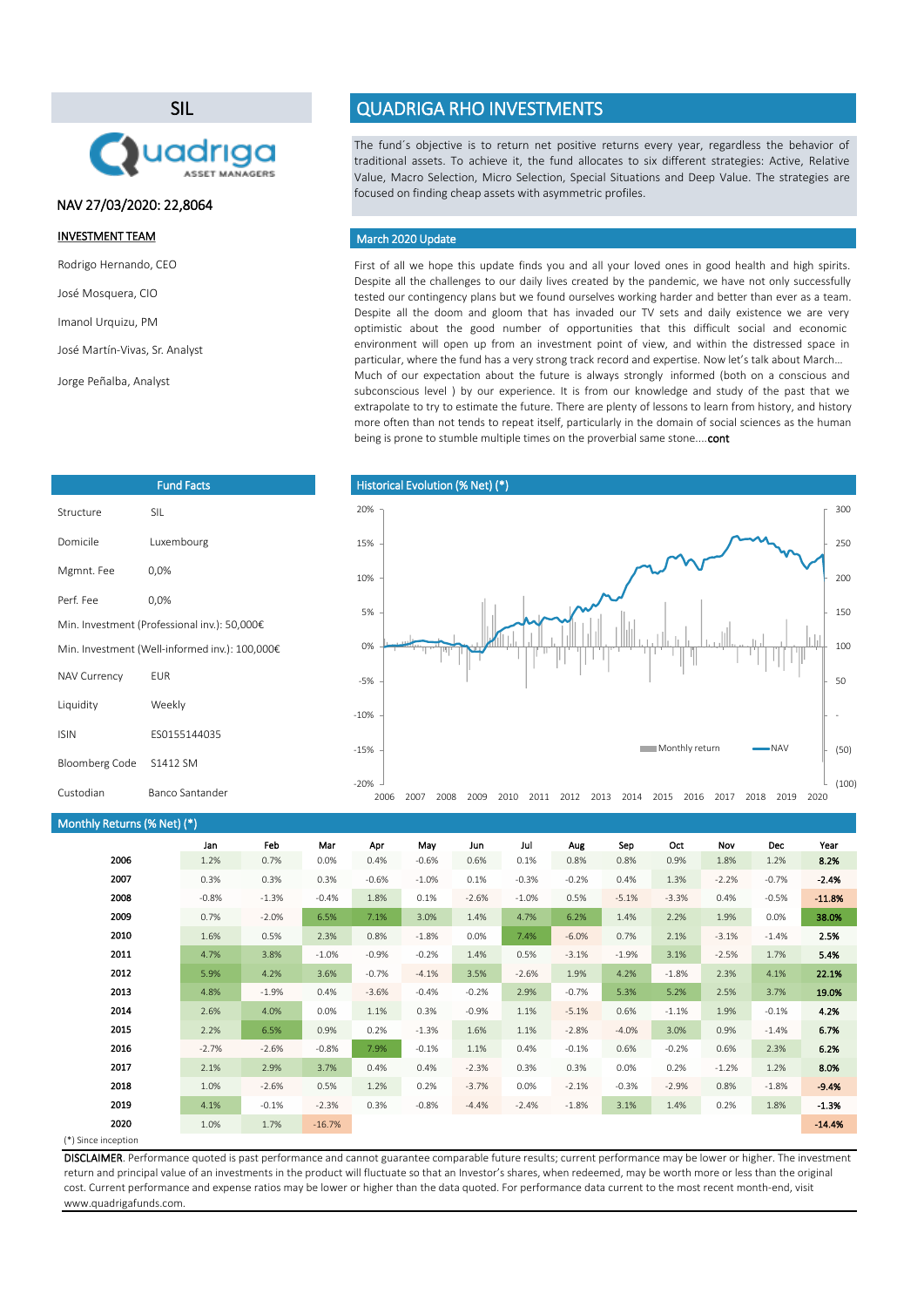## SIL

## QUADRIGA RHO INVESTMENTS

The fund´s objective is to return net positive returns every year, regardless the behavior of traditional assets. To achieve it, the fund allocates to six different strategies: Active, Relative Value, Macro Selection, Micro Selection, Special Situations and Deep Value. The strategies are focused on finding cheap assets with asymmetric profiles.

NAV 27/03/2020: 22,8064

**INVESTMENT TEAM**

Rodrigo Hernando, CEO

José Mosquera, CIO

Imanol Urquizu, PM

José Martín-Vivas, Sr. Analyst

Jorge Peñalba, Analyst

### March 2020 Update

First of all we hope this update finds you and all your loved ones in good health and high spirits. Despite all the challenges to our daily lives created by the pandemic, we have not only successfully tested our contingency plans but we found ourselves working harder and better than ever as a team. Despite all the doom and gloom that has invaded our TV sets and daily existence we are very optimistic about the good number of opportunities that this difficult social and economic environment will open up from an investment point of view, and within the distressed space in particular, where the fund has a very strong track record and expertise. Now let's talk about March…
Much of our expectation about the future is always strongly informed (both on a conscious and subconscious level ) by our experience. It is from our knowledge and study of the past that we extrapolate to try to estimate the future. There are plenty of lessons to learn from history, and history more often than not tends to repeat itself, particularly in the domain of social sciences as the human being is prone to stumble multiple times on the proverbial same stone….**cont**

### Fund Facts

| | |
|---|---|
| Structure | SIL |
| Domicile | Luxembourg |
| Mgmnt. Fee | 0,0% |
| Perf. Fee | 0,0% |
| Min. Investment (Professional inv.): 50,000€ | |
| Min. Investment (Well-informed inv.): 100,000€ | |
| NAV Currency | EUR |
| Liquidity | Weekly |
| ISIN | ES0155144035 |
| Bloomberg Code | S1412 SM |
| Custodian | Banco Santander |

### Historical Evolution (% Net) (*)

### Monthly Returns (% Net) (*)

| | Jan | Feb | Mar | Apr | May | Jun | Jul | Aug | Sep | Oct | Nov | Dec | Year |
|---|---|---|---|---|---|---|---|---|---|---|---|---|---|
| **2006** | 1.2% | 0.7% | 0.0% | 0.4% | -0.6% | 0.6% | 0.1% | 0.8% | 0.8% | 0.9% | 1.8% | 1.2% | **8.2%** |
| **2007** | 0.3% | 0.3% | 0.3% | -0.6% | -1.0% | 0.1% | -0.3% | -0.2% | 0.4% | 1.3% | -2.2% | -0.7% | **-2.4%** |
| **2008** | -0.8% | -1.3% | -0.4% | 1.8% | 0.1% | -2.6% | -1.0% | 0.5% | -5.1% | -3.3% | 0.4% | -0.5% | **-11.8%** |
| **2009** | 0.7% | -2.0% | 6.5% | 7.1% | 3.0% | 1.4% | 4.7% | 6.2% | 1.4% | 2.2% | 1.9% | 0.0% | **38.0%** |
| **2010** | 1.6% | 0.5% | 2.3% | 0.8% | -1.8% | 0.0% | 7.4% | -6.0% | 0.7% | 2.1% | -3.1% | -1.4% | **2.5%** |
| **2011** | 4.7% | 3.8% | -1.0% | -0.9% | -0.2% | 1.4% | 0.5% | -3.1% | -1.9% | 3.1% | -2.5% | 1.7% | **5.4%** |
| **2012** | 5.9% | 4.2% | 3.6% | -0.7% | -4.1% | 3.5% | -2.6% | 1.9% | 4.2% | -1.8% | 2.3% | 4.1% | **22.1%** |
| **2013** | 4.8% | -1.9% | 0.4% | -3.6% | -0.4% | -0.2% | 2.9% | -0.7% | 5.3% | 5.2% | 2.5% | 3.7% | **19.0%** |
| **2014** | 2.6% | 4.0% | 0.0% | 1.1% | 0.3% | -0.9% | 1.1% | -5.1% | 0.6% | -1.1% | 1.9% | -0.1% | **4.2%** |
| **2015** | 2.2% | 6.5% | 0.9% | 0.2% | -1.3% | 1.6% | 1.1% | -2.8% | -4.0% | 3.0% | 0.9% | -1.4% | **6.7%** |
| **2016** | -2.7% | -2.6% | -0.8% | 7.9% | -0.1% | 1.1% | 0.4% | -0.1% | 0.6% | -0.2% | 0.6% | 2.3% | **6.2%** |
| **2017** | 2.1% | 2.9% | 3.7% | 0.4% | 0.4% | -2.3% | 0.3% | 0.3% | 0.0% | 0.2% | -1.2% | 1.2% | **8.0%** |
| **2018** | 1.0% | -2.6% | 0.5% | 1.2% | 0.2% | -3.7% | 0.0% | -2.1% | -0.3% | -2.9% | 0.8% | -1.8% | **-9.4%** |
| **2019** | 4.1% | -0.1% | -2.3% | 0.3% | -0.8% | -4.4% | -2.4% | -1.8% | 3.1% | 1.4% | 0.2% | 1.8% | **-1.3%** |
| **2020** | 1.0% | 1.7% | -16.7% | | | | | | | | | | **-14.4%** |

(*) Since inception

**DISCLAIMER**. Performance quoted is past performance and cannot guarantee comparable future results; current performance may be lower or higher. The investment return and principal value of an investments in the product will fluctuate so that an Investor's shares, when redeemed, may be worth more or less than the original cost. Current performance and expense ratios may be lower or higher than the data quoted. For performance data current to the most recent month-end, visit www.quadrigafunds.com.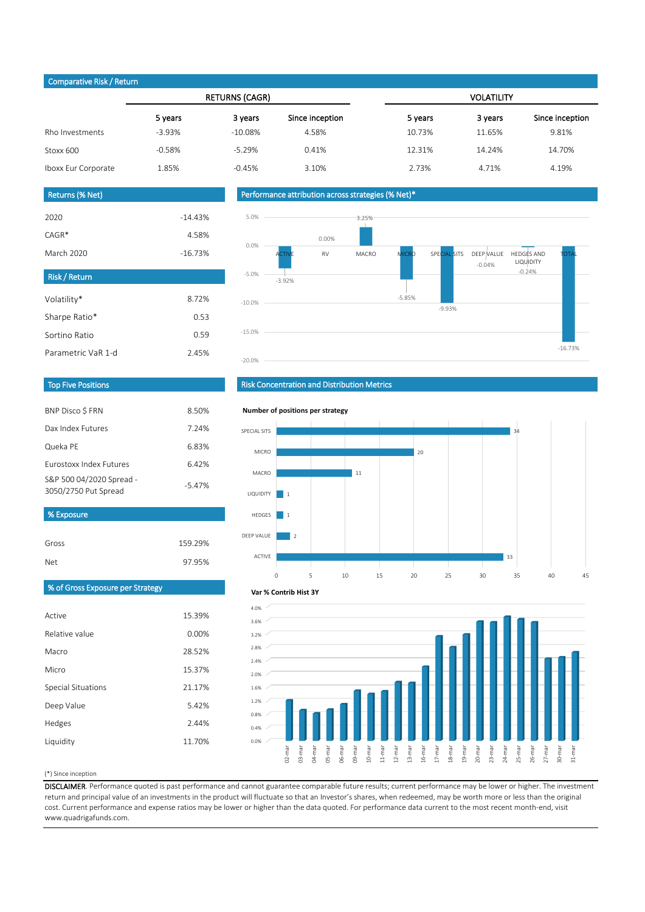## Comparative Risk / Return

| | RETURNS (CAGR) | | | VOLATILITY | | |
|---|---|---|---|---|---|---|
| | 5 years | 3 years | Since inception | 5 years | 3 years | Since inception |
| Rho Investments | -3.93% | -10.08% | 4.58% | 10.73% | 11.65% | 9.81% |
| Stoxx 600 | -0.58% | -5.29% | 0.41% | 12.31% | 14.24% | 14.70% |
| Iboxx Eur Corporate | 1.85% | -0.45% | 3.10% | 2.73% | 4.71% | 4.19% |

## Returns (% Net)

| | |
|---|---|
| 2020 | -14.43% |
| CAGR* | 4.58% |
| March 2020 | -16.73% |

## Risk / Return

| | |
|---|---|
| Volatility* | 8.72% |
| Sharpe Ratio* | 0.53 |
| Sortino Ratio | 0.59 |
| Parametric VaR 1-d | 2.45% |

## Performance attribution across strategies (% Net)*

| Strategy | % Net |
|---|---|
| ACTIVE | -3.92% |
| RV | 0.00% |
| MACRO | 3.25% |
| MICRO | -5.85% |
| SPECIAL SITS | -9.93% |
| DEEP VALUE | -0.04% |
| HEDGES AND LIQUIDITY | -0.24% |
| TOTAL | -16.73% |

## Top Five Positions

| | |
|---|---|
| BNP Disco $ FRN | 8.50% |
| Dax Index Futures | 7.24% |
| Queka PE | 6.83% |
| Eurostoxx Index Futures | 6.42% |
| S&P 500 04/2020 Spread - 3050/2750 Put Spread | -5.47% |

## % Exposure

| | |
|---|---|
| Gross | 159.29% |
| Net | 97.95% |

## % of Gross Exposure per Strategy

| | |
|---|---|
| Active | 15.39% |
| Relative value | 0.00% |
| Macro | 28.52% |
| Micro | 15.37% |
| Special Situations | 21.17% |
| Deep Value | 5.42% |
| Hedges | 2.44% |
| Liquidity | 11.70% |

## Risk Concentration and Distribution Metrics

**Number of positions per strategy**

| Strategy | Positions |
|---|---|
| SPECIAL SITS | 34 |
| MICRO | 20 |
| MACRO | 11 |
| LIQUIDITY | 1 |
| HEDGES | 1 |
| DEEP VALUE | 2 |
| ACTIVE | 33 |

**Var % Contrib Hist 3Y**

Dates: 02-mar, 03-mar, 04-mar, 05-mar, 06-mar, 09-mar, 10-mar, 11-mar, 12-mar, 13-mar, 16-mar, 17-mar, 18-mar, 19-mar, 20-mar, 23-mar, 24-mar, 25-mar, 26-mar, 27-mar, 30-mar, 31-mar

(*) Since inception

**DISCLAIMER**. Performance quoted is past performance and cannot guarantee comparable future results; current performance may be lower or higher. The investment return and principal value of an investments in the product will fluctuate so that an Investor's shares, when redeemed, may be worth more or less than the original cost. Current performance and expense ratios may be lower or higher than the data quoted. For performance data current to the most recent month-end, visit www.quadrigafunds.com.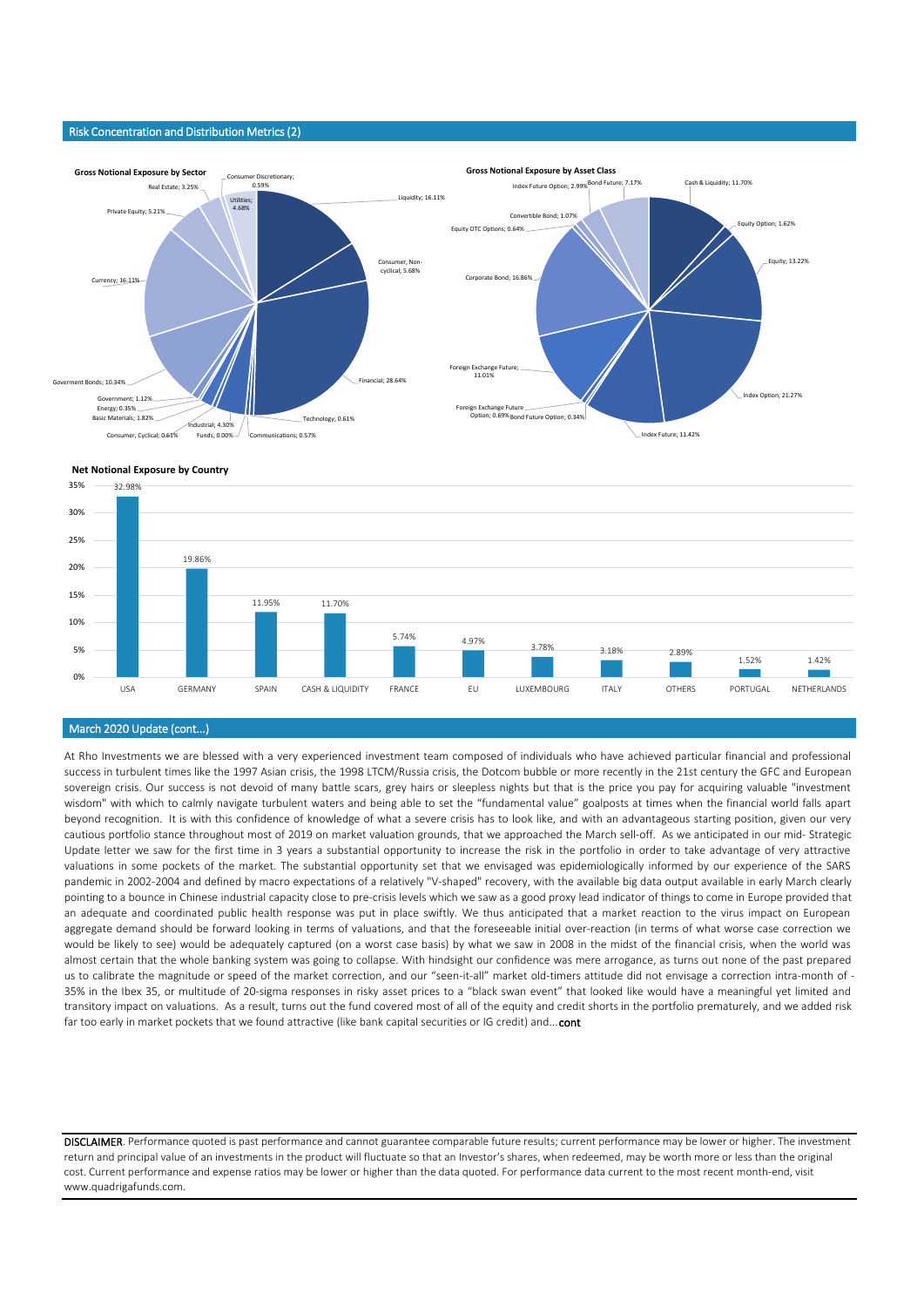## Risk Concentration and Distribution Metrics (2)

**Gross Notional Exposure by Sector**

| Sector | % |
|---|---|
| Liquidity | 16.11% |
| Consumer, Non-cyclical | 5.68% |
| Financial | 28.64% |
| Technology | 0.61% |
| Communications | 0.57% |
| Funds | 0.00% |
| Industrial | 4.30% |
| Consumer, Cyclical | 0.61% |
| Basic Materials | 1.82% |
| Energy | 0.35% |
| Government | 1.12% |
| Goverment Bonds | 10.34% |
| Currency | 16.11% |
| Private Equity | 5.21% |
| Real Estate | 3.25% |
| Utilities | 4.68% |
| Consumer Discretionary | 0.59% |

**Gross Notional Exposure by Asset Class**

| Asset Class | % |
|---|---|
| Cash & Liquidity | 11.70% |
| Equity Option | 1.62% |
| Equity | 13.22% |
| Index Option | 21.27% |
| Index Future | 11.42% |
| Bond Future Option | 0.34% |
| Foreign Exchange Future Option | 0.69% |
| Foreign Exchange Future | 11.01% |
| Corporate Bond | 16.86% |
| Equity OTC Options | 0.64% |
| Convertible Bond | 1.07% |
| Index Future Option | 2.99% |
| Bond Future | 7.17% |

**Net Notional Exposure by Country**

| Country | % |
|---|---|
| USA | 32.98% |
| GERMANY | 19.86% |
| SPAIN | 11.95% |
| CASH & LIQUIDITY | 11.70% |
| FRANCE | 5.74% |
| EU | 4.97% |
| LUXEMBOURG | 3.78% |
| ITALY | 3.18% |
| OTHERS | 2.89% |
| PORTUGAL | 1.52% |
| NETHERLANDS | 1.42% |

## March 2020 Update (cont…)

At Rho Investments we are blessed with a very experienced investment team composed of individuals who have achieved particular financial and professional success in turbulent times like the 1997 Asian crisis, the 1998 LTCM/Russia crisis, the Dotcom bubble or more recently in the 21st century the GFC and European sovereign crisis. Our success is not devoid of many battle scars, grey hairs or sleepless nights but that is the price you pay for acquiring valuable "investment wisdom" with which to calmly navigate turbulent waters and being able to set the "fundamental value" goalposts at times when the financial world falls apart beyond recognition. It is with this confidence of knowledge of what a severe crisis has to look like, and with an advantageous starting position, given our very cautious portfolio stance throughout most of 2019 on market valuation grounds, that we approached the March sell-off. As we anticipated in our mid- Strategic Update letter we saw for the first time in 3 years a substantial opportunity to increase the risk in the portfolio in order to take advantage of very attractive valuations in some pockets of the market. The substantial opportunity set that we envisaged was epidemiologically informed by our experience of the SARS pandemic in 2002-2004 and defined by macro expectations of a relatively "V-shaped" recovery, with the available big data output available in early March clearly pointing to a bounce in Chinese industrial capacity close to pre-crisis levels which we saw as a good proxy lead indicator of things to come in Europe provided that an adequate and coordinated public health response was put in place swiftly. We thus anticipated that a market reaction to the virus impact on European aggregate demand should be forward looking in terms of valuations, and that the foreseeable initial over-reaction (in terms of what worse case correction we would be likely to see) would be adequately captured (on a worst case basis) by what we saw in 2008 in the midst of the financial crisis, when the world was almost certain that the whole banking system was going to collapse. With hindsight our confidence was mere arrogance, as turns out none of the past prepared us to calibrate the magnitude or speed of the market correction, and our "seen-it-all" market old-timers attitude did not envisage a correction intra-month of -35% in the Ibex 35, or multitude of 20-sigma responses in risky asset prices to a "black swan event" that looked like would have a meaningful yet limited and transitory impact on valuations. As a result, turns out the fund covered most of all of the equity and credit shorts in the portfolio prematurely, and we added risk far too early in market pockets that we found attractive (like bank capital securities or IG credit) and… **cont**

**DISCLAIMER**. Performance quoted is past performance and cannot guarantee comparable future results; current performance may be lower or higher. The investment return and principal value of an investments in the product will fluctuate so that an Investor's shares, when redeemed, may be worth more or less than the original cost. Current performance and expense ratios may be lower or higher than the data quoted. For performance data current to the most recent month-end, visit www.quadrigafunds.com.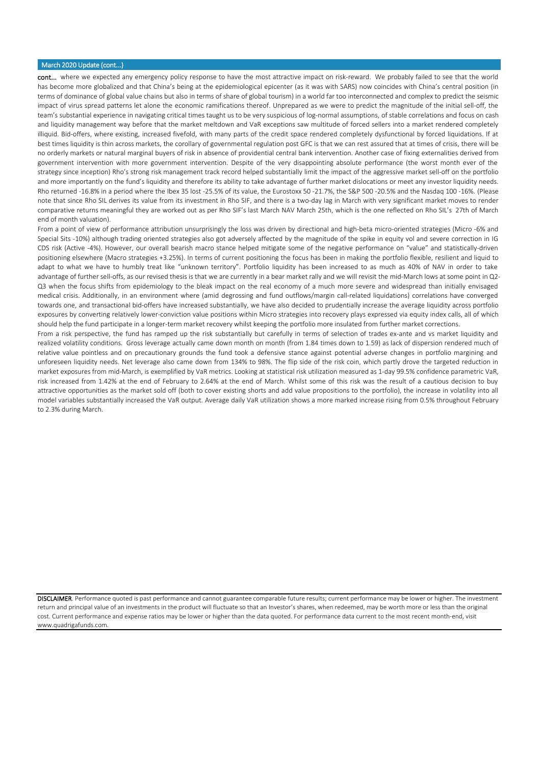## March 2020 Update (cont...)

**cont...** where we expected any emergency policy response to have the most attractive impact on risk-reward. We probably failed to see that the world has become more globalized and that China's being at the epidemiological epicenter (as it was with SARS) now coincides with China's central position (in terms of dominance of global value chains but also in terms of share of global tourism) in a world far too interconnected and complex to predict the seismic impact of virus spread patterns let alone the economic ramifications thereof. Unprepared as we were to predict the magnitude of the initial sell-off, the team's substantial experience in navigating critical times taught us to be very suspicious of log-normal assumptions, of stable correlations and focus on cash and liquidity management way before that the market meltdown and VaR exceptions saw multitude of forced sellers into a market rendered completely illiquid. Bid-offers, where existing, increased fivefold, with many parts of the credit space rendered completely dysfunctional by forced liquidations. If at best times liquidity is thin across markets, the corollary of governmental regulation post GFC is that we can rest assured that at times of crisis, there will be no orderly markets or natural marginal buyers of risk in absence of providential central bank intervention. Another case of fixing externalities derived from government intervention with more government intervention. Despite of the very disappointing absolute performance (the worst month ever of the strategy since inception) Rho's strong risk management track record helped substantially limit the impact of the aggressive market sell-off on the portfolio and more importantly on the fund's liquidity and therefore its ability to take advantage of further market dislocations or meet any investor liquidity needs. Rho returned -16.8% in a period where the Ibex 35 lost -25.5% of its value, the Eurostoxx 50 -21.7%, the S&P 500 -20.5% and the Nasdaq 100 -16%. (Please note that since Rho SIL derives its value from its investment in Rho SIF, and there is a two-day lag in March with very significant market moves to render comparative returns meaningful they are worked out as per Rho SIF's last March NAV March 25th, which is the one reflected on Rho SIL's 27th of March end of month valuation).

From a point of view of performance attribution unsurprisingly the loss was driven by directional and high-beta micro-oriented strategies (Micro -6% and Special Sits -10%) although trading oriented strategies also got adversely affected by the magnitude of the spike in equity vol and severe correction in IG CDS risk (Active -4%). However, our overall bearish macro stance helped mitigate some of the negative performance on "value" and statistically-driven positioning elsewhere (Macro strategies +3.25%). In terms of current positioning the focus has been in making the portfolio flexible, resilient and liquid to adapt to what we have to humbly treat like "unknown territory". Portfolio liquidity has been increased to as much as 40% of NAV in order to take advantage of further sell-offs, as our revised thesis is that we are currently in a bear market rally and we will revisit the mid-March lows at some point in Q2-Q3 when the focus shifts from epidemiology to the bleak impact on the real economy of a much more severe and widespread than initially envisaged medical crisis. Additionally, in an environment where (amid degrossing and fund outflows/margin call-related liquidations) correlations have converged towards one, and transactional bid-offers have increased substantially, we have also decided to prudentially increase the average liquidity across portfolio exposures by converting relatively lower-conviction value positions within Micro strategies into recovery plays expressed via equity index calls, all of which should help the fund participate in a longer-term market recovery whilst keeping the portfolio more insulated from further market corrections.

From a risk perspective, the fund has ramped up the risk substantially but carefully in terms of selection of trades ex-ante and vs market liquidity and realized volatility conditions. Gross leverage actually came down month on month (from 1.84 times down to 1.59) as lack of dispersion rendered much of relative value pointless and on precautionary grounds the fund took a defensive stance against potential adverse changes in portfolio margining and unforeseen liquidity needs. Net leverage also came down from 134% to 98%. The flip side of the risk coin, which partly drove the targeted reduction in market exposures from mid-March, is exemplified by VaR metrics. Looking at statistical risk utilization measured as 1-day 99.5% confidence parametric VaR, risk increased from 1.42% at the end of February to 2.64% at the end of March. Whilst some of this risk was the result of a cautious decision to buy attractive opportunities as the market sold off (both to cover existing shorts and add value propositions to the portfolio), the increase in volatility into all model variables substantially increased the VaR output. Average daily VaR utilization shows a more marked increase rising from 0.5% throughout February to 2.3% during March.

**DISCLAIMER**. Performance quoted is past performance and cannot guarantee comparable future results; current performance may be lower or higher. The investment return and principal value of an investments in the product will fluctuate so that an Investor's shares, when redeemed, may be worth more or less than the original cost. Current performance and expense ratios may be lower or higher than the data quoted. For performance data current to the most recent month-end, visit www.quadrigafunds.com.